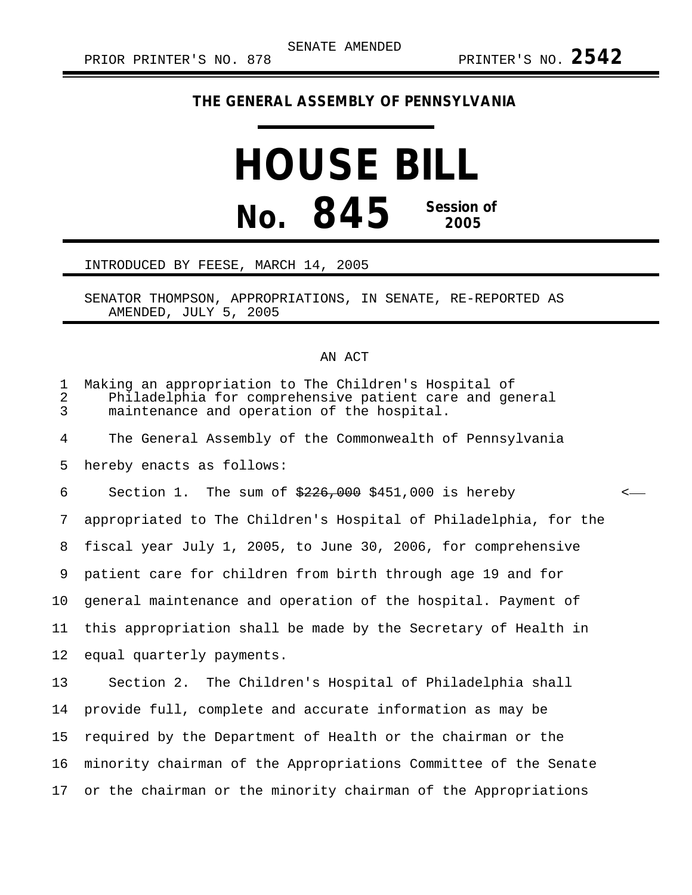SENATE AMENDED

PRIOR PRINTER'S NO. 878 PRINTER'S NO. **2542**

**THE GENERAL ASSEMBLY OF PENNSYLVANIA**

# HOUSE BILL

# No. 845

**Session of 2005**

INTRODUCED BY FEESE, MARCH 14, 2005

SENATOR THOMPSON, APPROPRIATIONS, IN SENATE, RE-REPORTED AS AMENDED, JULY 5, 2005

AN ACT

Making an appropriation to The Children's Hospital of Philadelphia for comprehensive patient care and general maintenance and operation of the hospital.

The General Assembly of the Commonwealth of Pennsylvania hereby enacts as follows:

Section 1. The sum of ~~$226,000~~ $451,000 is hereby appropriated to The Children's Hospital of Philadelphia, for the fiscal year July 1, 2005, to June 30, 2006, for comprehensive patient care for children from birth through age 19 and for general maintenance and operation of the hospital. Payment of this appropriation shall be made by the Secretary of Health in equal quarterly payments.

Section 2. The Children's Hospital of Philadelphia shall provide full, complete and accurate information as may be required by the Department of Health or the chairman or the minority chairman of the Appropriations Committee of the Senate or the chairman or the minority chairman of the Appropriations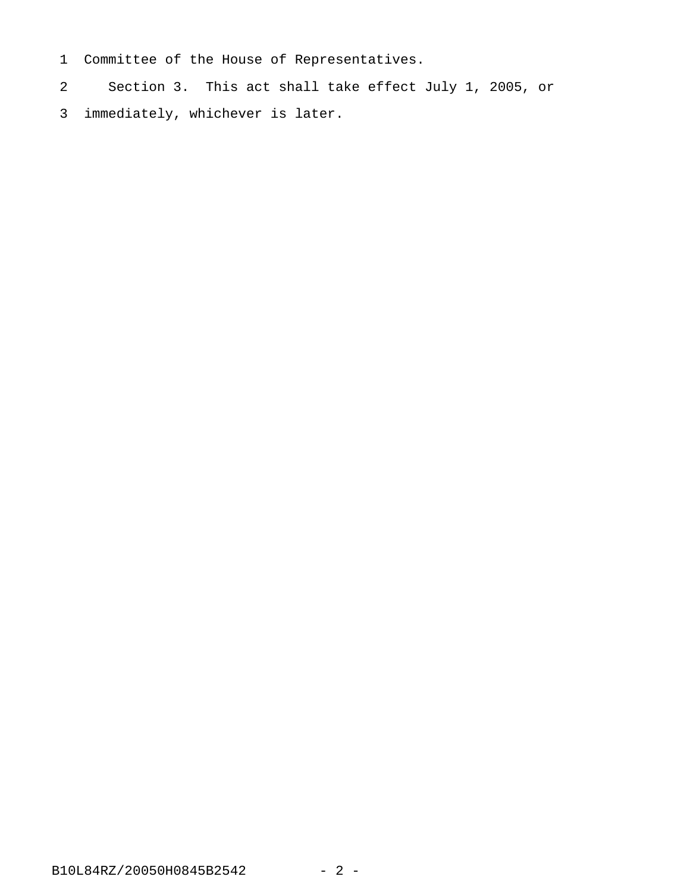Committee of the House of Representatives.

Section 3. This act shall take effect July 1, 2005, or immediately, whichever is later.